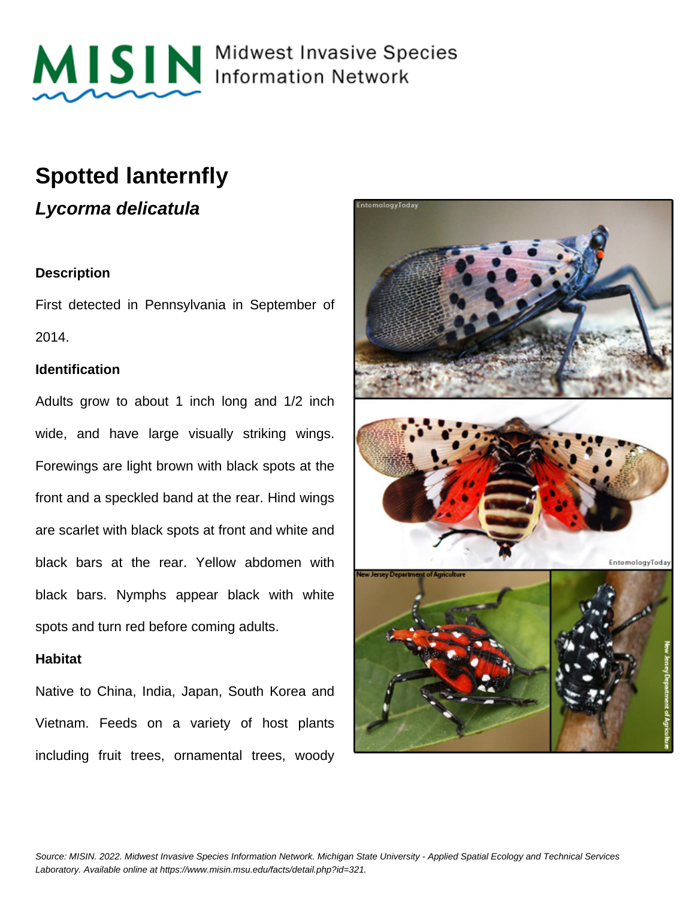# MISIN Midwest Invasive Species Information Network

## Spotted lanternfly

### *Lycorma delicatula*

#### Description

First detected in Pennsylvania in September of 2014.

#### Identification

Adults grow to about 1 inch long and 1/2 inch wide, and have large visually striking wings. Forewings are light brown with black spots at the front and a speckled band at the rear. Hind wings are scarlet with black spots at front and white and black bars at the rear. Yellow abdomen with black bars. Nymphs appear black with white spots and turn red before coming adults.

#### Habitat

Native to China, India, Japan, South Korea and Vietnam. Feeds on a variety of host plants including fruit trees, ornamental trees, woody

*Source: MISIN. 2022. Midwest Invasive Species Information Network. Michigan State University - Applied Spatial Ecology and Technical Services Laboratory. Available online at https://www.misin.msu.edu/facts/detail.php?id=321.*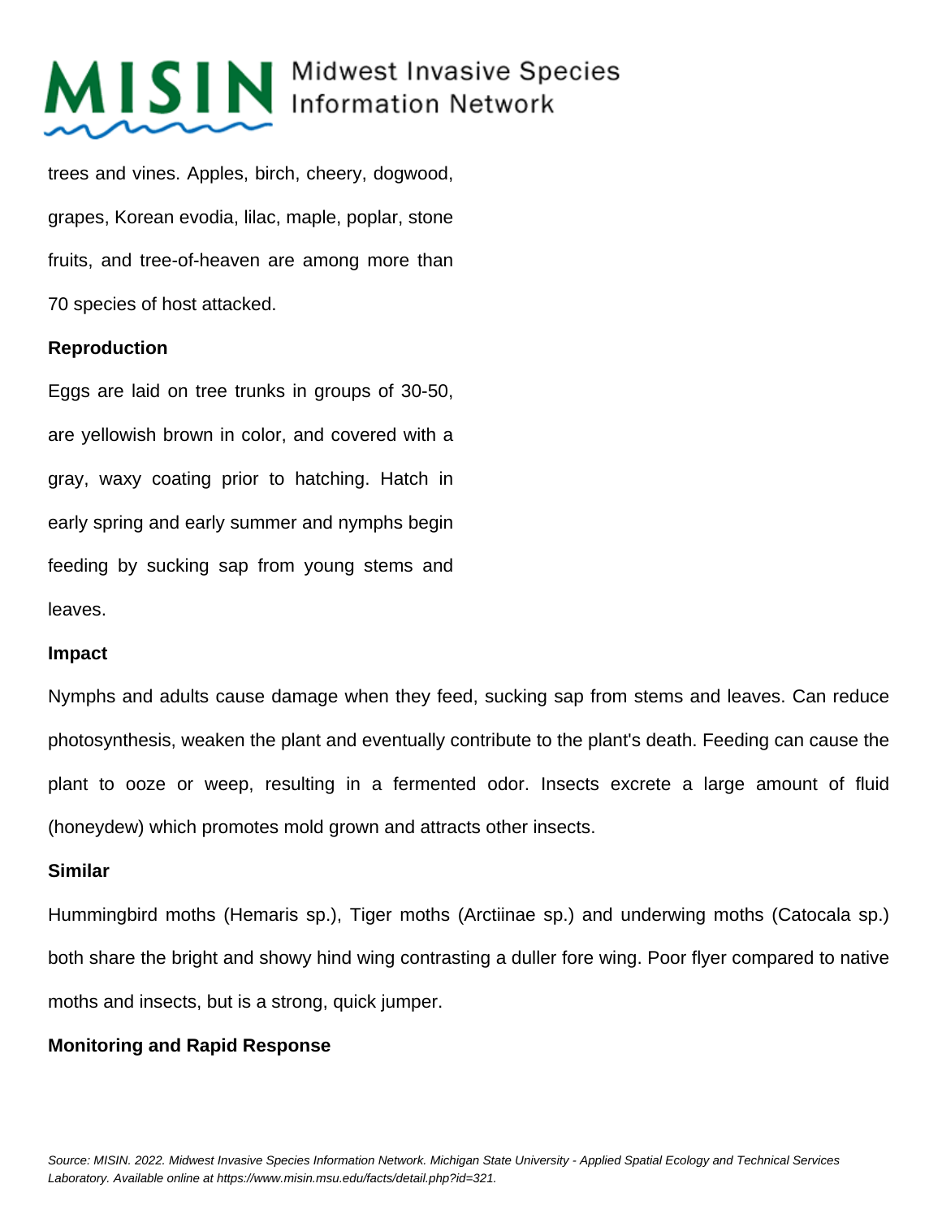trees and vines. Apples, birch, cheery, dogwood, grapes, Korean evodia, lilac, maple, poplar, stone fruits, and tree-of-heaven are among more than 70 species of host attacked.

**Reproduction**

Eggs are laid on tree trunks in groups of 30-50, are yellowish brown in color, and covered with a gray, waxy coating prior to hatching. Hatch in early spring and early summer and nymphs begin feeding by sucking sap from young stems and leaves.

**Impact**

Nymphs and adults cause damage when they feed, sucking sap from stems and leaves. Can reduce photosynthesis, weaken the plant and eventually contribute to the plant's death. Feeding can cause the plant to ooze or weep, resulting in a fermented odor. Insects excrete a large amount of fluid (honeydew) which promotes mold grown and attracts other insects.

**Similar**

Hummingbird moths (Hemaris sp.), Tiger moths (Arctiinae sp.) and underwing moths (Catocala sp.) both share the bright and showy hind wing contrasting a duller fore wing. Poor flyer compared to native moths and insects, but is a strong, quick jumper.

**Monitoring and Rapid Response**

*Source: MISIN. 2022. Midwest Invasive Species Information Network. Michigan State University - Applied Spatial Ecology and Technical Services Laboratory. Available online at https://www.misin.msu.edu/facts/detail.php?id=321.*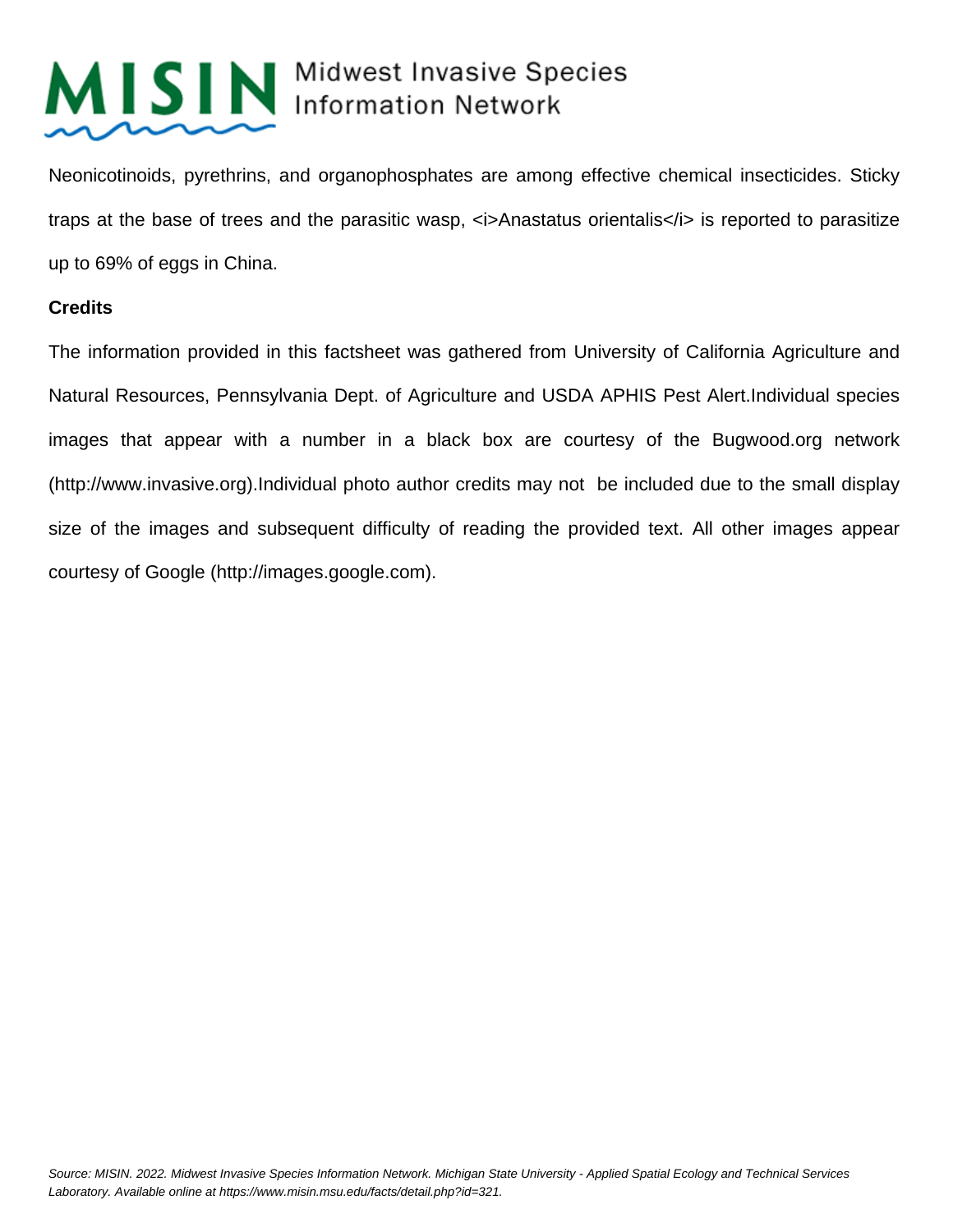Neonicotinoids, pyrethrins, and organophosphates are among effective chemical insecticides. Sticky traps at the base of trees and the parasitic wasp, <i>Anastatus orientalis</i> is reported to parasitize up to 69% of eggs in China.

**Credits**

The information provided in this factsheet was gathered from University of California Agriculture and Natural Resources, Pennsylvania Dept. of Agriculture and USDA APHIS Pest Alert.Individual species images that appear with a number in a black box are courtesy of the Bugwood.org network (http://www.invasive.org).Individual photo author credits may not be included due to the small display size of the images and subsequent difficulty of reading the provided text. All other images appear courtesy of Google (http://images.google.com).

*Source: MISIN. 2022. Midwest Invasive Species Information Network. Michigan State University - Applied Spatial Ecology and Technical Services Laboratory. Available online at https://www.misin.msu.edu/facts/detail.php?id=321.*